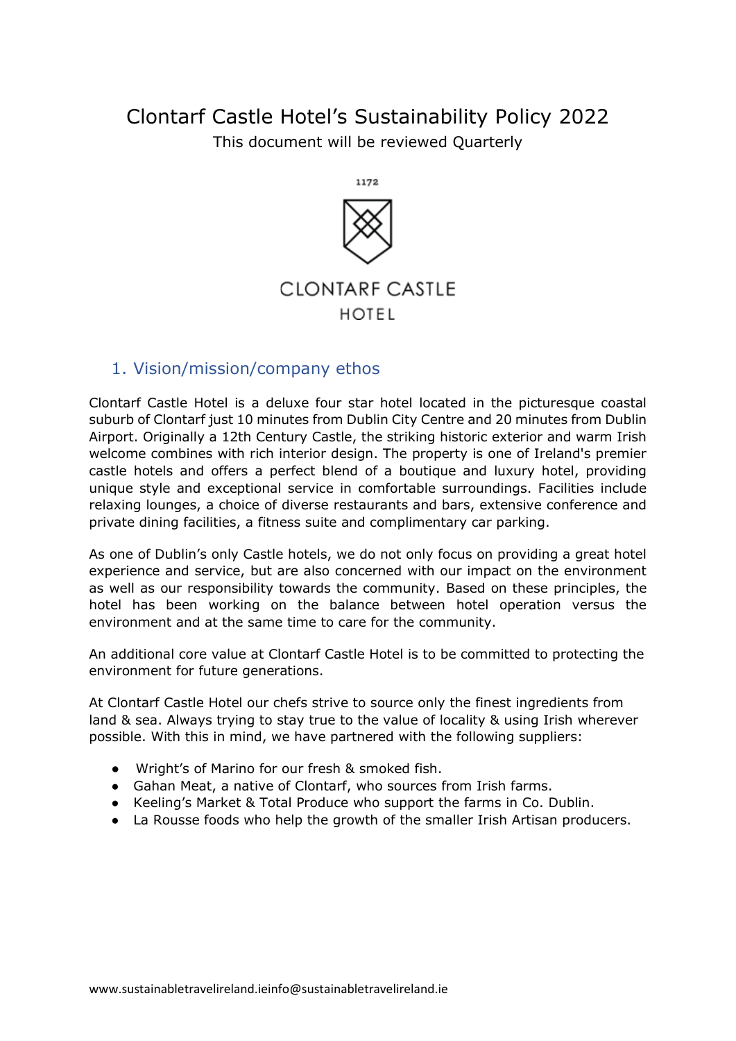# Clontarf Castle Hotel's Sustainability Policy 2022

This document will be reviewed Quarterly

1172

CLONTARF CASTLE HOTEL

## 1. Vision/mission/company ethos

Clontarf Castle Hotel is a deluxe four star hotel located in the picturesque coastal suburb of Clontarf just 10 minutes from Dublin City Centre and 20 minutes from Dublin Airport. Originally a 12th Century Castle, the striking historic exterior and warm Irish welcome combines with rich interior design. The property is one of Ireland's premier castle hotels and offers a perfect blend of a boutique and luxury hotel, providing unique style and exceptional service in comfortable surroundings. Facilities include relaxing lounges, a choice of diverse restaurants and bars, extensive conference and private dining facilities, a fitness suite and complimentary car parking.

As one of Dublin's only Castle hotels, we do not only focus on providing a great hotel experience and service, but are also concerned with our impact on the environment as well as our responsibility towards the community. Based on these principles, the hotel has been working on the balance between hotel operation versus the environment and at the same time to care for the community.

An additional core value at Clontarf Castle Hotel is to be committed to protecting the environment for future generations.

At Clontarf Castle Hotel our chefs strive to source only the finest ingredients from land & sea. Always trying to stay true to the value of locality & using Irish wherever possible. With this in mind, we have partnered with the following suppliers:

- Wright's of Marino for our fresh & smoked fish.
- Gahan Meat, a native of Clontarf, who sources from Irish farms.
- Keeling's Market & Total Produce who support the farms in Co. Dublin.
- La Rousse foods who help the growth of the smaller Irish Artisan producers.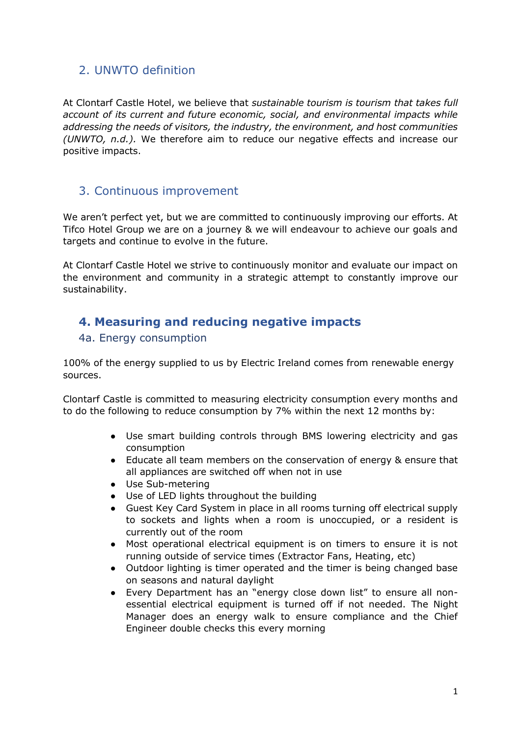## 2. UNWTO definition

At Clontarf Castle Hotel, we believe that *sustainable tourism is tourism that takes full account of its current and future economic, social, and environmental impacts while addressing the needs of visitors, the industry, the environment, and host communities (UNWTO, n.d.).* We therefore aim to reduce our negative effects and increase our positive impacts.

## 3. Continuous improvement

We aren't perfect yet, but we are committed to continuously improving our efforts. At Tifco Hotel Group we are on a journey & we will endeavour to achieve our goals and targets and continue to evolve in the future.

At Clontarf Castle Hotel we strive to continuously monitor and evaluate our impact on the environment and community in a strategic attempt to constantly improve our sustainability.

## **4. Measuring and reducing negative impacts**

### 4a. Energy consumption

100% of the energy supplied to us by Electric Ireland comes from renewable energy sources.

Clontarf Castle is committed to measuring electricity consumption every months and to do the following to reduce consumption by 7% within the next 12 months by:

- Use smart building controls through BMS lowering electricity and gas consumption
- Educate all team members on the conservation of energy & ensure that all appliances are switched off when not in use
- Use Sub-metering
- Use of LED lights throughout the building
- Guest Key Card System in place in all rooms turning off electrical supply to sockets and lights when a room is unoccupied, or a resident is currently out of the room
- Most operational electrical equipment is on timers to ensure it is not running outside of service times (Extractor Fans, Heating, etc)
- Outdoor lighting is timer operated and the timer is being changed base on seasons and natural daylight
- Every Department has an "energy close down list" to ensure all non-essential electrical equipment is turned off if not needed. The Night Manager does an energy walk to ensure compliance and the Chief Engineer double checks this every morning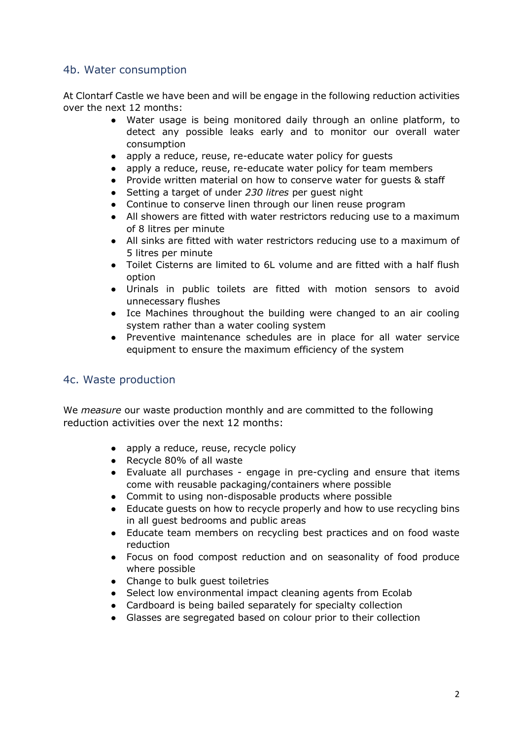## 4b. Water consumption

At Clontarf Castle we have been and will be engage in the following reduction activities over the next 12 months:

- Water usage is being monitored daily through an online platform, to detect any possible leaks early and to monitor our overall water consumption
- apply a reduce, reuse, re-educate water policy for guests
- apply a reduce, reuse, re-educate water policy for team members
- Provide written material on how to conserve water for guests & staff
- Setting a target of under *230 litres* per guest night
- Continue to conserve linen through our linen reuse program
- All showers are fitted with water restrictors reducing use to a maximum of 8 litres per minute
- All sinks are fitted with water restrictors reducing use to a maximum of 5 litres per minute
- Toilet Cisterns are limited to 6L volume and are fitted with a half flush option
- Urinals in public toilets are fitted with motion sensors to avoid unnecessary flushes
- Ice Machines throughout the building were changed to an air cooling system rather than a water cooling system
- Preventive maintenance schedules are in place for all water service equipment to ensure the maximum efficiency of the system

## 4c. Waste production

We *measure* our waste production monthly and are committed to the following reduction activities over the next 12 months:

- apply a reduce, reuse, recycle policy
- Recycle 80% of all waste
- Evaluate all purchases - engage in pre-cycling and ensure that items come with reusable packaging/containers where possible
- Commit to using non-disposable products where possible
- Educate guests on how to recycle properly and how to use recycling bins in all guest bedrooms and public areas
- Educate team members on recycling best practices and on food waste reduction
- Focus on food compost reduction and on seasonality of food produce where possible
- Change to bulk guest toiletries
- Select low environmental impact cleaning agents from Ecolab
- Cardboard is being bailed separately for specialty collection
- Glasses are segregated based on colour prior to their collection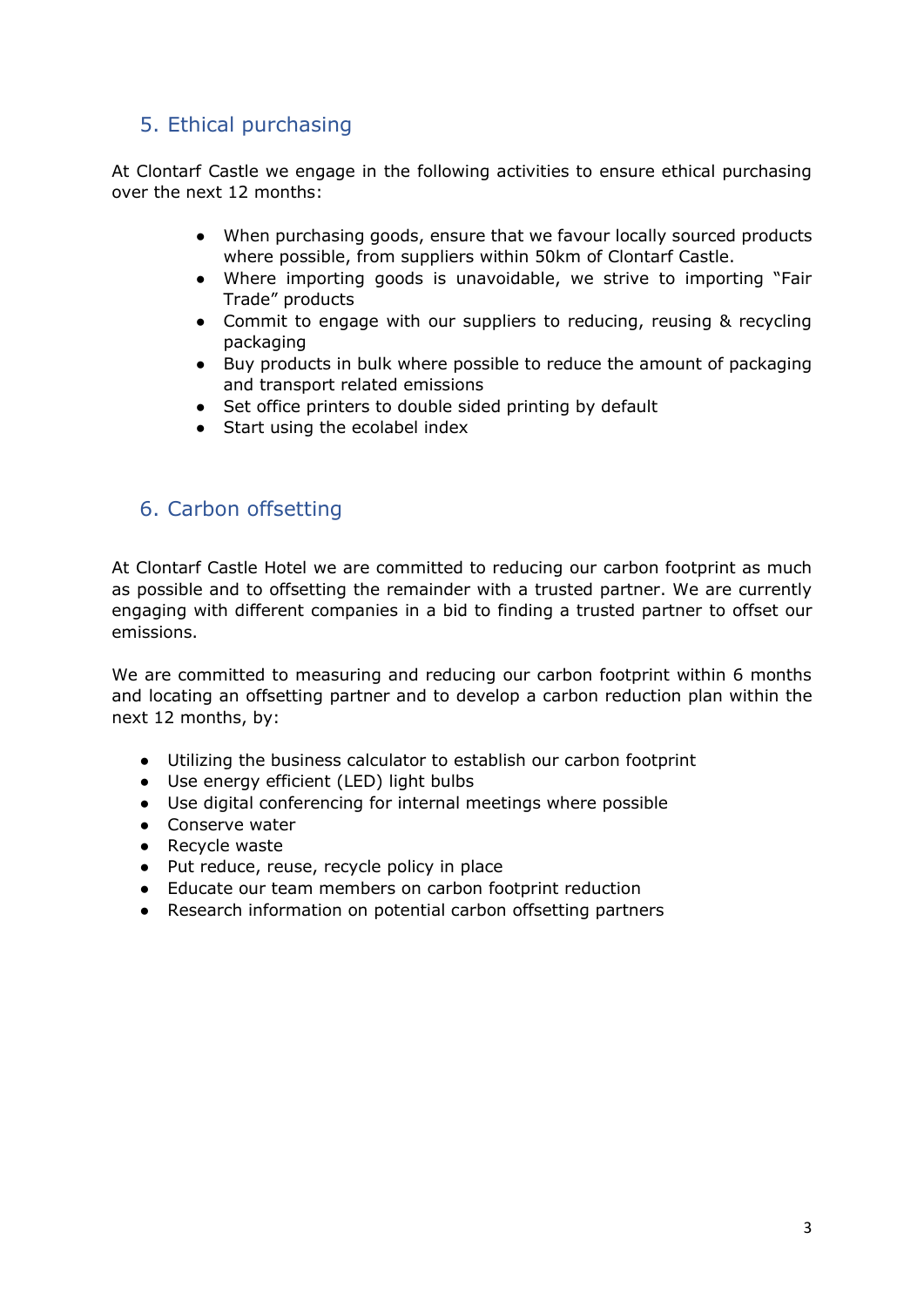## 5. Ethical purchasing

At Clontarf Castle we engage in the following activities to ensure ethical purchasing over the next 12 months:

- When purchasing goods, ensure that we favour locally sourced products where possible, from suppliers within 50km of Clontarf Castle.
- Where importing goods is unavoidable, we strive to importing "Fair Trade" products
- Commit to engage with our suppliers to reducing, reusing & recycling packaging
- Buy products in bulk where possible to reduce the amount of packaging and transport related emissions
- Set office printers to double sided printing by default
- Start using the ecolabel index

## 6. Carbon offsetting

At Clontarf Castle Hotel we are committed to reducing our carbon footprint as much as possible and to offsetting the remainder with a trusted partner. We are currently engaging with different companies in a bid to finding a trusted partner to offset our emissions.

We are committed to measuring and reducing our carbon footprint within 6 months and locating an offsetting partner and to develop a carbon reduction plan within the next 12 months, by:

- Utilizing the business calculator to establish our carbon footprint
- Use energy efficient (LED) light bulbs
- Use digital conferencing for internal meetings where possible
- Conserve water
- Recycle waste
- Put reduce, reuse, recycle policy in place
- Educate our team members on carbon footprint reduction
- Research information on potential carbon offsetting partners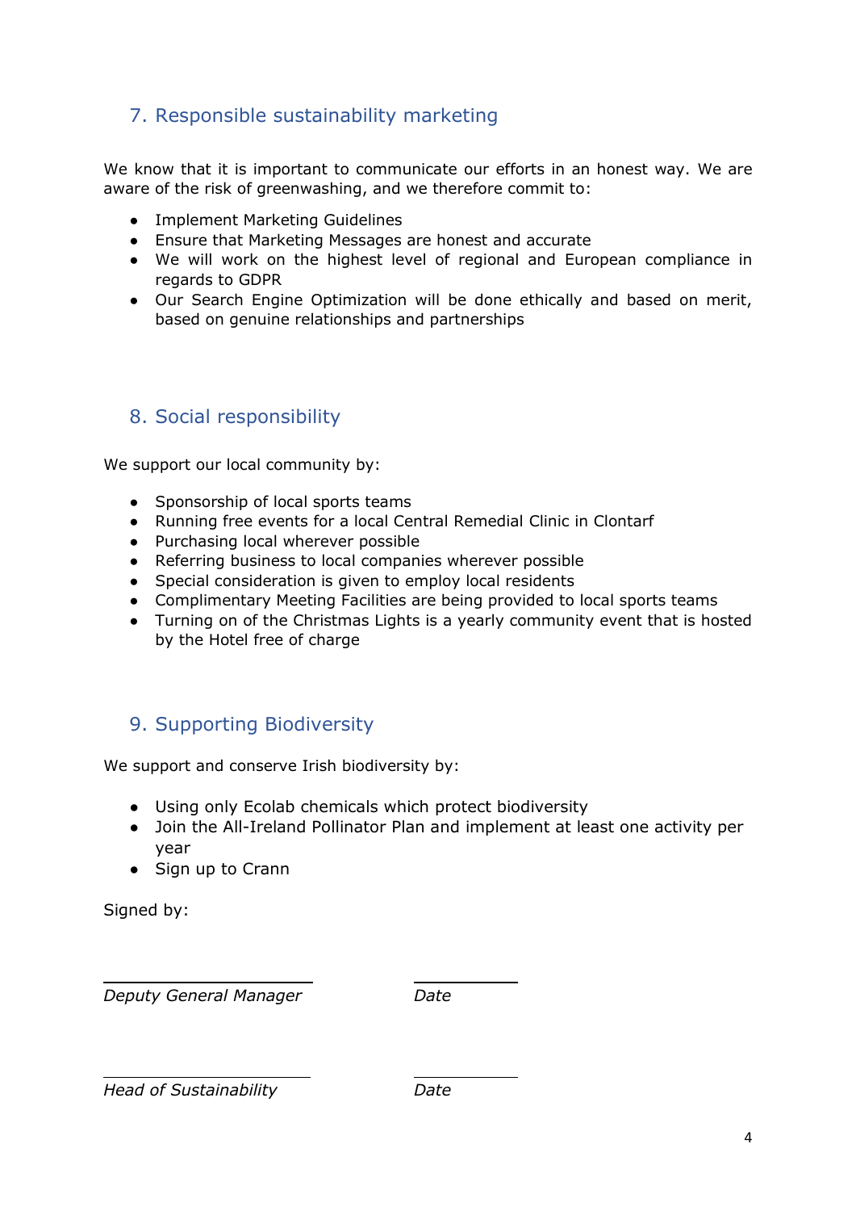## 7. Responsible sustainability marketing

We know that it is important to communicate our efforts in an honest way. We are aware of the risk of greenwashing, and we therefore commit to:

- Implement Marketing Guidelines
- Ensure that Marketing Messages are honest and accurate
- We will work on the highest level of regional and European compliance in regards to GDPR
- Our Search Engine Optimization will be done ethically and based on merit, based on genuine relationships and partnerships

## 8. Social responsibility

We support our local community by:

- Sponsorship of local sports teams
- Running free events for a local Central Remedial Clinic in Clontarf
- Purchasing local wherever possible
- Referring business to local companies wherever possible
- Special consideration is given to employ local residents
- Complimentary Meeting Facilities are being provided to local sports teams
- Turning on of the Christmas Lights is a yearly community event that is hosted by the Hotel free of charge

## 9. Supporting Biodiversity

We support and conserve Irish biodiversity by:

- Using only Ecolab chemicals which protect biodiversity
- Join the All-Ireland Pollinator Plan and implement at least one activity per year
- Sign up to Crann

Signed by:

\_\_\_\_\_\_\_\_\_\_\_\_\_\_\_\_\_\_\_\_\_\_\_\_ \_\_\_\_\_\_\_\_\_\_\_\_

*Deputy General Manager* *Date*

\_\_\_\_\_\_\_\_\_\_\_\_\_\_\_\_\_\_\_\_\_\_\_\_ \_\_\_\_\_\_\_\_\_\_\_\_

*Head of Sustainability* *Date*